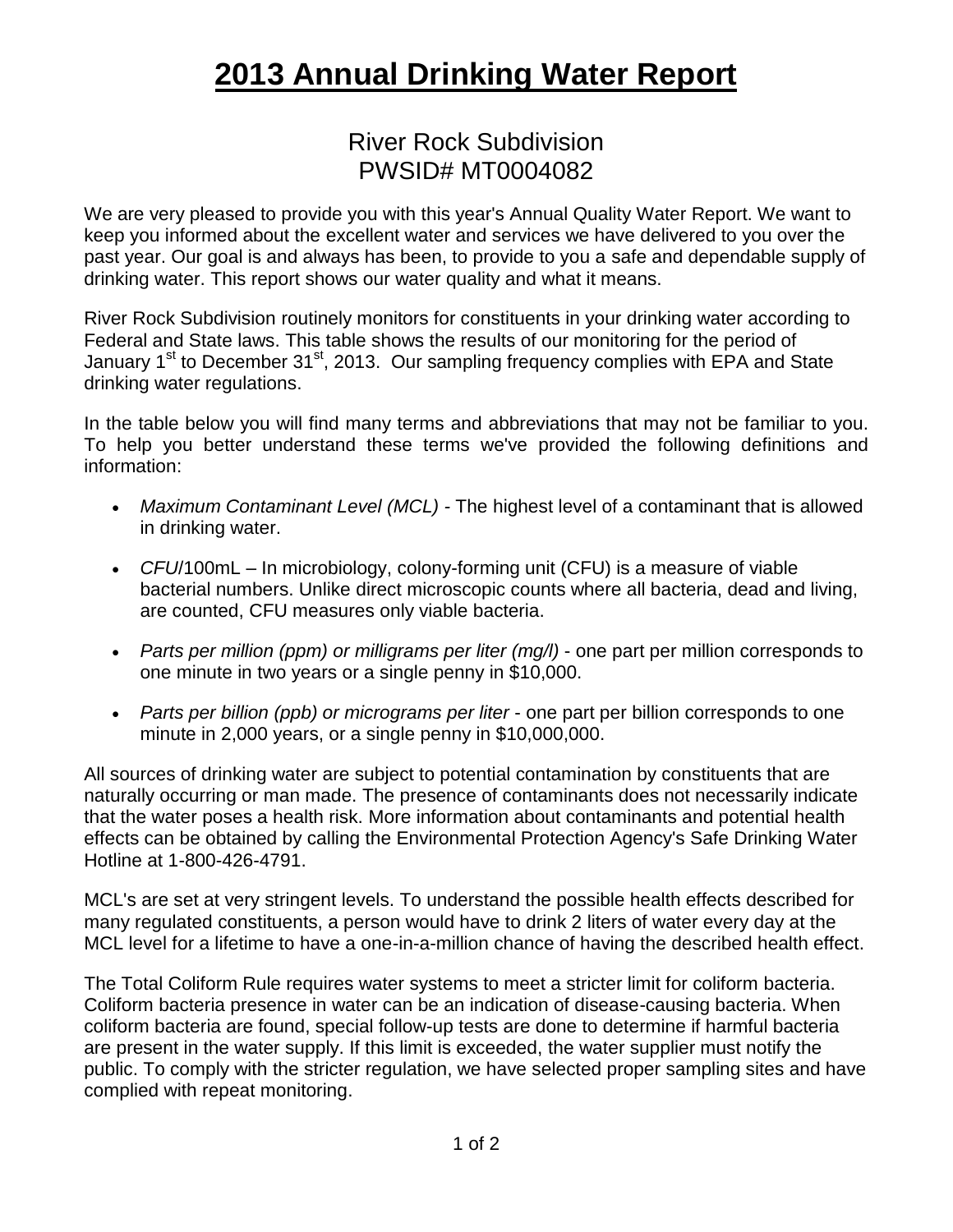# 2013 Annual Drinking Water Report

## River Rock Subdivision
## PWSID# MT0004082

We are very pleased to provide you with this year's Annual Quality Water Report. We want to keep you informed about the excellent water and services we have delivered to you over the past year. Our goal is and always has been, to provide to you a safe and dependable supply of drinking water. This report shows our water quality and what it means.

River Rock Subdivision routinely monitors for constituents in your drinking water according to Federal and State laws. This table shows the results of our monitoring for the period of January 1st to December 31st, 2013. Our sampling frequency complies with EPA and State drinking water regulations.

In the table below you will find many terms and abbreviations that may not be familiar to you. To help you better understand these terms we've provided the following definitions and information:

- *Maximum Contaminant Level (MCL)* - The highest level of a contaminant that is allowed in drinking water.
- *CFU*/100mL – In microbiology, colony-forming unit (CFU) is a measure of viable bacterial numbers. Unlike direct microscopic counts where all bacteria, dead and living, are counted, CFU measures only viable bacteria.
- *Parts per million (ppm) or milligrams per liter (mg/l)* - one part per million corresponds to one minute in two years or a single penny in $10,000.
- *Parts per billion (ppb) or micrograms per liter* - one part per billion corresponds to one minute in 2,000 years, or a single penny in $10,000,000.

All sources of drinking water are subject to potential contamination by constituents that are naturally occurring or man made. The presence of contaminants does not necessarily indicate that the water poses a health risk. More information about contaminants and potential health effects can be obtained by calling the Environmental Protection Agency's Safe Drinking Water Hotline at 1-800-426-4791.

MCL's are set at very stringent levels. To understand the possible health effects described for many regulated constituents, a person would have to drink 2 liters of water every day at the MCL level for a lifetime to have a one-in-a-million chance of having the described health effect.

The Total Coliform Rule requires water systems to meet a stricter limit for coliform bacteria. Coliform bacteria presence in water can be an indication of disease-causing bacteria. When coliform bacteria are found, special follow-up tests are done to determine if harmful bacteria are present in the water supply. If this limit is exceeded, the water supplier must notify the public. To comply with the stricter regulation, we have selected proper sampling sites and have complied with repeat monitoring.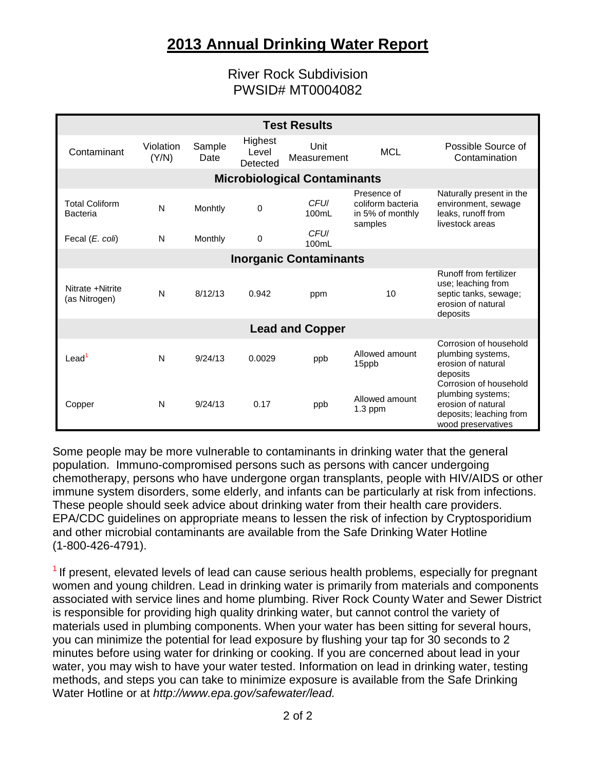# 2013 Annual Drinking Water Report

River Rock Subdivision
PWSID# MT0004082

| Test Results | | | | | | |
|---|---|---|---|---|---|---|
| Contaminant | Violation (Y/N) | Sample Date | Highest Level Detected | Unit Measurement | MCL | Possible Source of Contamination |
| **Microbiological Contaminants** | | | | | | |
| Total Coliform Bacteria | N | Monhtly | 0 | *CFU/* 100mL | Presence of coliform bacteria in 5% of monthly samples | Naturally present in the environment, sewage leaks, runoff from livestock areas |
| Fecal (*E. coli*) | N | Monthly | 0 | *CFU/* 100mL | | |
| **Inorganic Contaminants** | | | | | | |
| Nitrate +Nitrite (as Nitrogen) | N | 8/12/13 | 0.942 | ppm | 10 | Runoff from fertilizer use; leaching from septic tanks, sewage; erosion of natural deposits |
| **Lead and Copper** | | | | | | |
| Lead[1] | N | 9/24/13 | 0.0029 | ppb | Allowed amount 15ppb | Corrosion of household plumbing systems, erosion of natural deposits |
| Copper | N | 9/24/13 | 0.17 | ppb | Allowed amount 1.3 ppm | Corrosion of household plumbing systems; erosion of natural deposits; leaching from wood preservatives |

Some people may be more vulnerable to contaminants in drinking water that the general population. Immuno-compromised persons such as persons with cancer undergoing chemotherapy, persons who have undergone organ transplants, people with HIV/AIDS or other immune system disorders, some elderly, and infants can be particularly at risk from infections. These people should seek advice about drinking water from their health care providers. EPA/CDC guidelines on appropriate means to lessen the risk of infection by Cryptosporidium and other microbial contaminants are available from the Safe Drinking Water Hotline (1-800-426-4791).

[1] If present, elevated levels of lead can cause serious health problems, especially for pregnant women and young children. Lead in drinking water is primarily from materials and components associated with service lines and home plumbing. River Rock County Water and Sewer District is responsible for providing high quality drinking water, but cannot control the variety of materials used in plumbing components. When your water has been sitting for several hours, you can minimize the potential for lead exposure by flushing your tap for 30 seconds to 2 minutes before using water for drinking or cooking. If you are concerned about lead in your water, you may wish to have your water tested. Information on lead in drinking water, testing methods, and steps you can take to minimize exposure is available from the Safe Drinking Water Hotline or at *http://www.epa.gov/safewater/lead.*